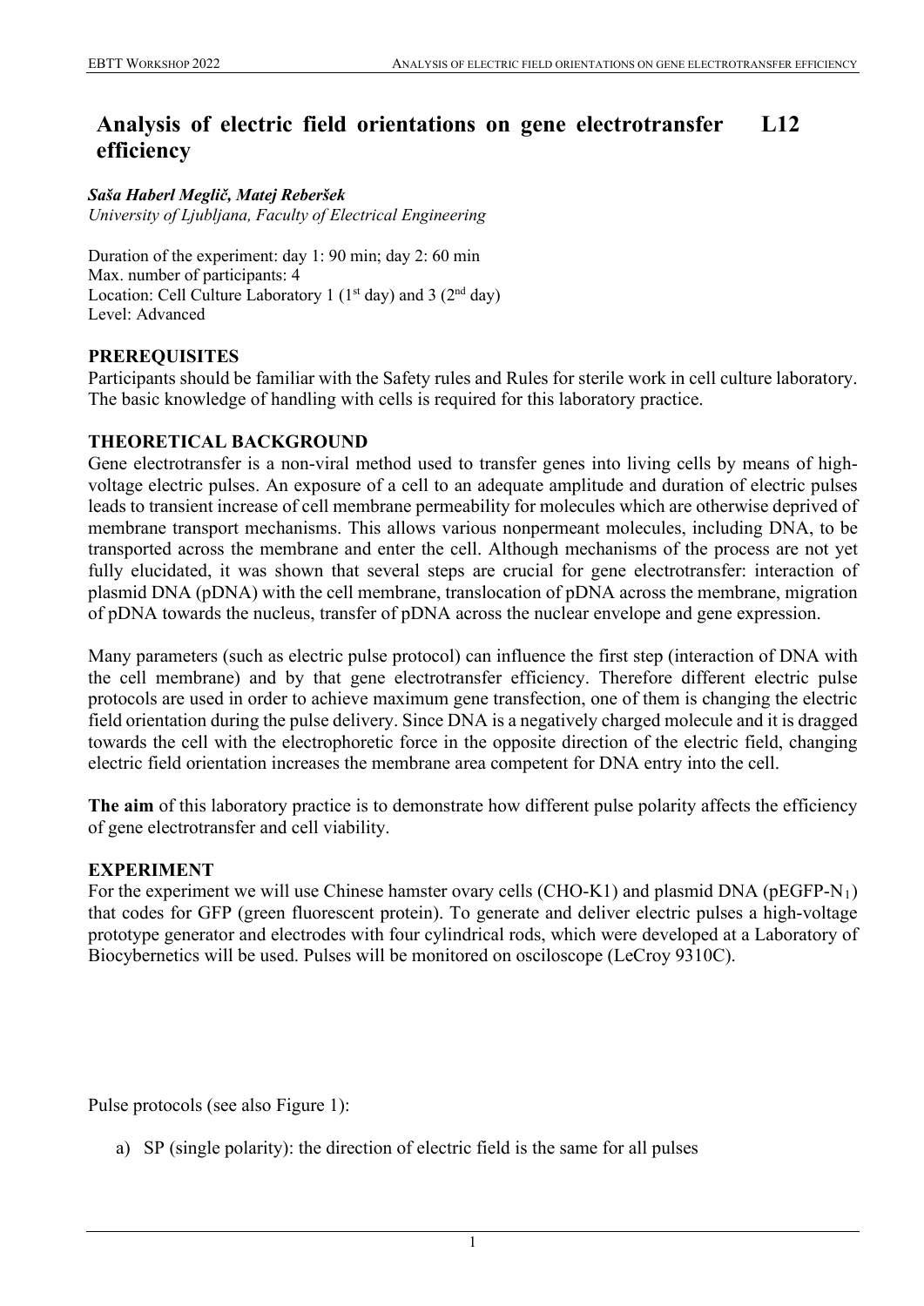# Analysis of electric field orientations on gene electrotransfer efficiency L12

***Saša Haberl Meglič, Matej Reberšek***
*University of Ljubljana, Faculty of Electrical Engineering*

Duration of the experiment: day 1: 90 min; day 2: 60 min
Max. number of participants: 4
Location: Cell Culture Laboratory 1 (1st day) and 3 (2nd day)
Level: Advanced

## PREREQUISITES

Participants should be familiar with the Safety rules and Rules for sterile work in cell culture laboratory. The basic knowledge of handling with cells is required for this laboratory practice.

## THEORETICAL BACKGROUND

Gene electrotransfer is a non-viral method used to transfer genes into living cells by means of high-voltage electric pulses. An exposure of a cell to an adequate amplitude and duration of electric pulses leads to transient increase of cell membrane permeability for molecules which are otherwise deprived of membrane transport mechanisms. This allows various nonpermeant molecules, including DNA, to be transported across the membrane and enter the cell. Although mechanisms of the process are not yet fully elucidated, it was shown that several steps are crucial for gene electrotransfer: interaction of plasmid DNA (pDNA) with the cell membrane, translocation of pDNA across the membrane, migration of pDNA towards the nucleus, transfer of pDNA across the nuclear envelope and gene expression.

Many parameters (such as electric pulse protocol) can influence the first step (interaction of DNA with the cell membrane) and by that gene electrotransfer efficiency. Therefore different electric pulse protocols are used in order to achieve maximum gene transfection, one of them is changing the electric field orientation during the pulse delivery. Since DNA is a negatively charged molecule and it is dragged towards the cell with the electrophoretic force in the opposite direction of the electric field, changing electric field orientation increases the membrane area competent for DNA entry into the cell.

**The aim** of this laboratory practice is to demonstrate how different pulse polarity affects the efficiency of gene electrotransfer and cell viability.

## EXPERIMENT

For the experiment we will use Chinese hamster ovary cells (CHO-K1) and plasmid DNA (pEGFP-$N_1$) that codes for GFP (green fluorescent protein). To generate and deliver electric pulses a high-voltage prototype generator and electrodes with four cylindrical rods, which were developed at a Laboratory of Biocybernetics will be used. Pulses will be monitored on osciloscope (LeCroy 9310C).

Pulse protocols (see also Figure 1):

a) SP (single polarity): the direction of electric field is the same for all pulses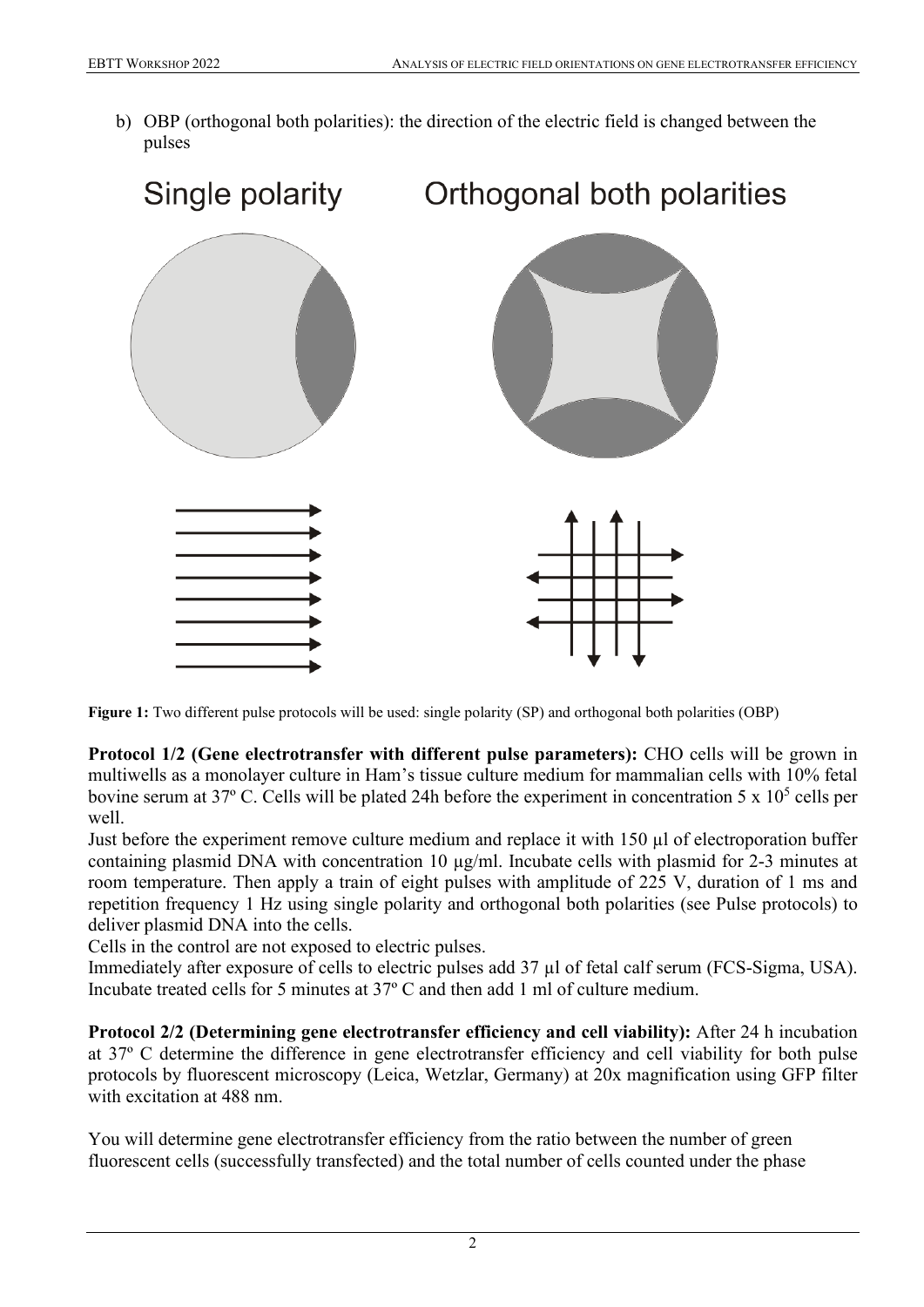b) OBP (orthogonal both polarities): the direction of the electric field is changed between the pulses

Single polarity Orthogonal both polarities

**Figure 1:** Two different pulse protocols will be used: single polarity (SP) and orthogonal both polarities (OBP)

**Protocol 1/2 (Gene electrotransfer with different pulse parameters):** CHO cells will be grown in multiwells as a monolayer culture in Ham's tissue culture medium for mammalian cells with 10% fetal bovine serum at 37º C. Cells will be plated 24h before the experiment in concentration $5 \times 10^5$ cells per well.

Just before the experiment remove culture medium and replace it with 150 µl of electroporation buffer containing plasmid DNA with concentration 10 µg/ml. Incubate cells with plasmid for 2-3 minutes at room temperature. Then apply a train of eight pulses with amplitude of 225 V, duration of 1 ms and repetition frequency 1 Hz using single polarity and orthogonal both polarities (see Pulse protocols) to deliver plasmid DNA into the cells.

Cells in the control are not exposed to electric pulses.

Immediately after exposure of cells to electric pulses add 37 µl of fetal calf serum (FCS-Sigma, USA). Incubate treated cells for 5 minutes at 37º C and then add 1 ml of culture medium.

**Protocol 2/2 (Determining gene electrotransfer efficiency and cell viability):** After 24 h incubation at 37º C determine the difference in gene electrotransfer efficiency and cell viability for both pulse protocols by fluorescent microscopy (Leica, Wetzlar, Germany) at 20x magnification using GFP filter with excitation at 488 nm.

You will determine gene electrotransfer efficiency from the ratio between the number of green fluorescent cells (successfully transfected) and the total number of cells counted under the phase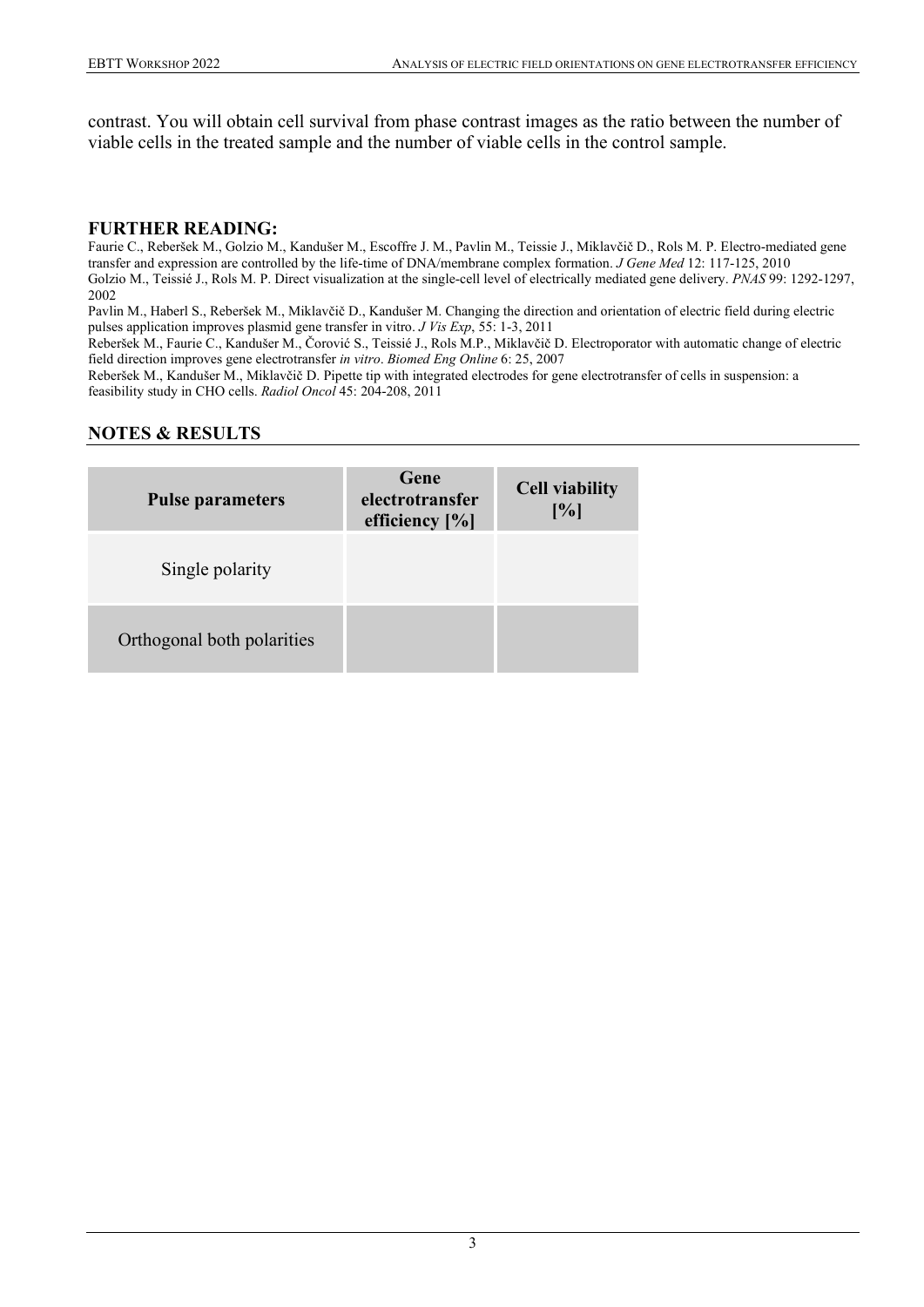contrast. You will obtain cell survival from phase contrast images as the ratio between the number of viable cells in the treated sample and the number of viable cells in the control sample.

## FURTHER READING:

Faurie C., Reberšek M., Golzio M., Kandušer M., Escoffre J. M., Pavlin M., Teissie J., Miklavčič D., Rols M. P. Electro-mediated gene transfer and expression are controlled by the life-time of DNA/membrane complex formation. *J Gene Med* 12: 117-125, 2010

Golzio M., Teissié J., Rols M. P. Direct visualization at the single-cell level of electrically mediated gene delivery. *PNAS* 99: 1292-1297, 2002

Pavlin M., Haberl S., Reberšek M., Miklavčič D., Kandušer M. Changing the direction and orientation of electric field during electric pulses application improves plasmid gene transfer in vitro. *J Vis Exp*, 55: 1-3, 2011

Reberšek M., Faurie C., Kandušer M., Čorović S., Teissié J., Rols M.P., Miklavčič D. Electroporator with automatic change of electric field direction improves gene electrotransfer *in vitro*. *Biomed Eng Online* 6: 25, 2007

Reberšek M., Kandušer M., Miklavčič D. Pipette tip with integrated electrodes for gene electrotransfer of cells in suspension: a feasibility study in CHO cells. *Radiol Oncol* 45: 204-208, 2011

## NOTES & RESULTS

| Pulse parameters | Gene electrotransfer efficiency [%] | Cell viability [%] |
|---|---|---|
| Single polarity | | |
| Orthogonal both polarities | | |